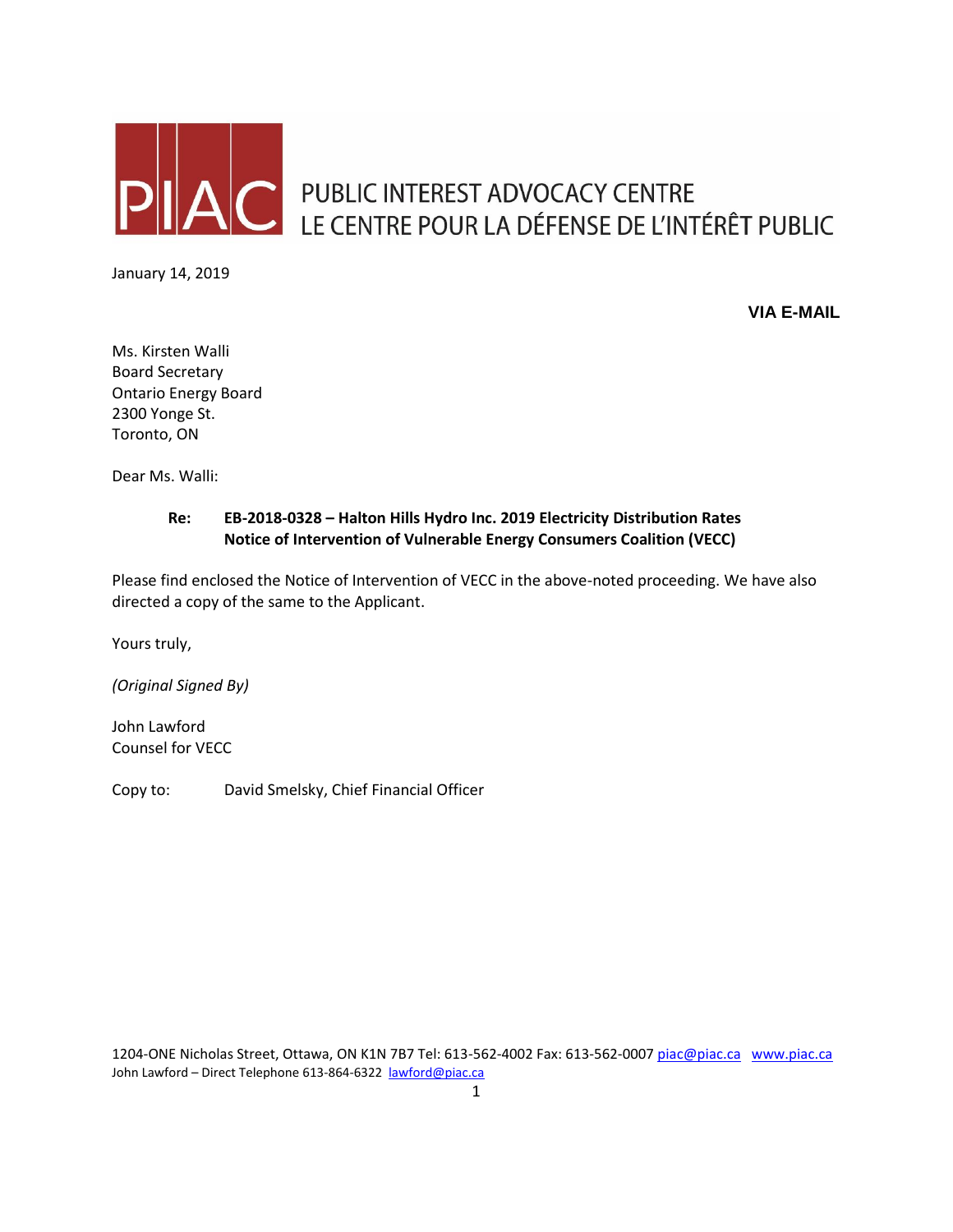PIAC PUBLIC INTEREST ADVOCACY CENTRE
LE CENTRE POUR LA DÉFENSE DE L'INTÉRÊT PUBLIC

January 14, 2019

**VIA E-MAIL**

Ms. Kirsten Walli
Board Secretary
Ontario Energy Board
2300 Yonge St.
Toronto, ON

Dear Ms. Walli:

**Re: EB-2018-0328 – Halton Hills Hydro Inc. 2019 Electricity Distribution Rates**
**Notice of Intervention of Vulnerable Energy Consumers Coalition (VECC)**

Please find enclosed the Notice of Intervention of VECC in the above-noted proceeding. We have also directed a copy of the same to the Applicant.

Yours truly,

*(Original Signed By)*

John Lawford
Counsel for VECC

Copy to: David Smelsky, Chief Financial Officer

1204-ONE Nicholas Street, Ottawa, ON K1N 7B7 Tel: 613-562-4002 Fax: 613-562-0007 piac@piac.ca www.piac.ca
John Lawford – Direct Telephone 613-864-6322 lawford@piac.ca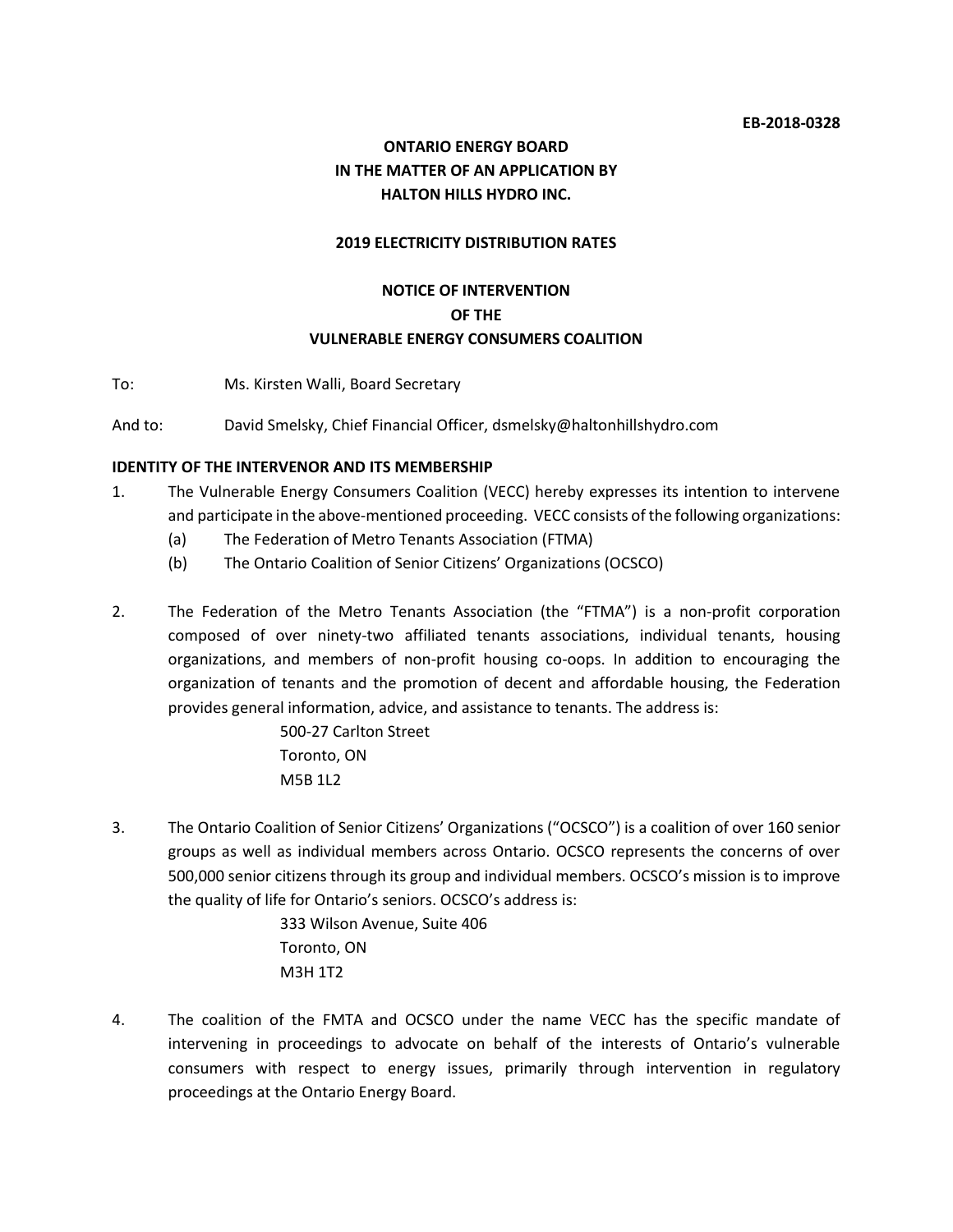**EB-2018-0328**

**ONTARIO ENERGY BOARD**
**IN THE MATTER OF AN APPLICATION BY**
**HALTON HILLS HYDRO INC.**

**2019 ELECTRICITY DISTRIBUTION RATES**

**NOTICE OF INTERVENTION**
**OF THE**
**VULNERABLE ENERGY CONSUMERS COALITION**

To: Ms. Kirsten Walli, Board Secretary

And to: David Smelsky, Chief Financial Officer, dsmelsky@haltonhillshydro.com

**IDENTITY OF THE INTERVENOR AND ITS MEMBERSHIP**

1. The Vulnerable Energy Consumers Coalition (VECC) hereby expresses its intention to intervene and participate in the above-mentioned proceeding. VECC consists of the following organizations:
   (a) The Federation of Metro Tenants Association (FTMA)
   (b) The Ontario Coalition of Senior Citizens' Organizations (OCSCO)

2. The Federation of the Metro Tenants Association (the "FTMA") is a non-profit corporation composed of over ninety-two affiliated tenants associations, individual tenants, housing organizations, and members of non-profit housing co-oops. In addition to encouraging the organization of tenants and the promotion of decent and affordable housing, the Federation provides general information, advice, and assistance to tenants. The address is:

   500-27 Carlton Street
   Toronto, ON
   M5B 1L2

3. The Ontario Coalition of Senior Citizens' Organizations ("OCSCO") is a coalition of over 160 senior groups as well as individual members across Ontario. OCSCO represents the concerns of over 500,000 senior citizens through its group and individual members. OCSCO's mission is to improve the quality of life for Ontario's seniors. OCSCO's address is:

   333 Wilson Avenue, Suite 406
   Toronto, ON
   M3H 1T2

4. The coalition of the FMTA and OCSCO under the name VECC has the specific mandate of intervening in proceedings to advocate on behalf of the interests of Ontario's vulnerable consumers with respect to energy issues, primarily through intervention in regulatory proceedings at the Ontario Energy Board.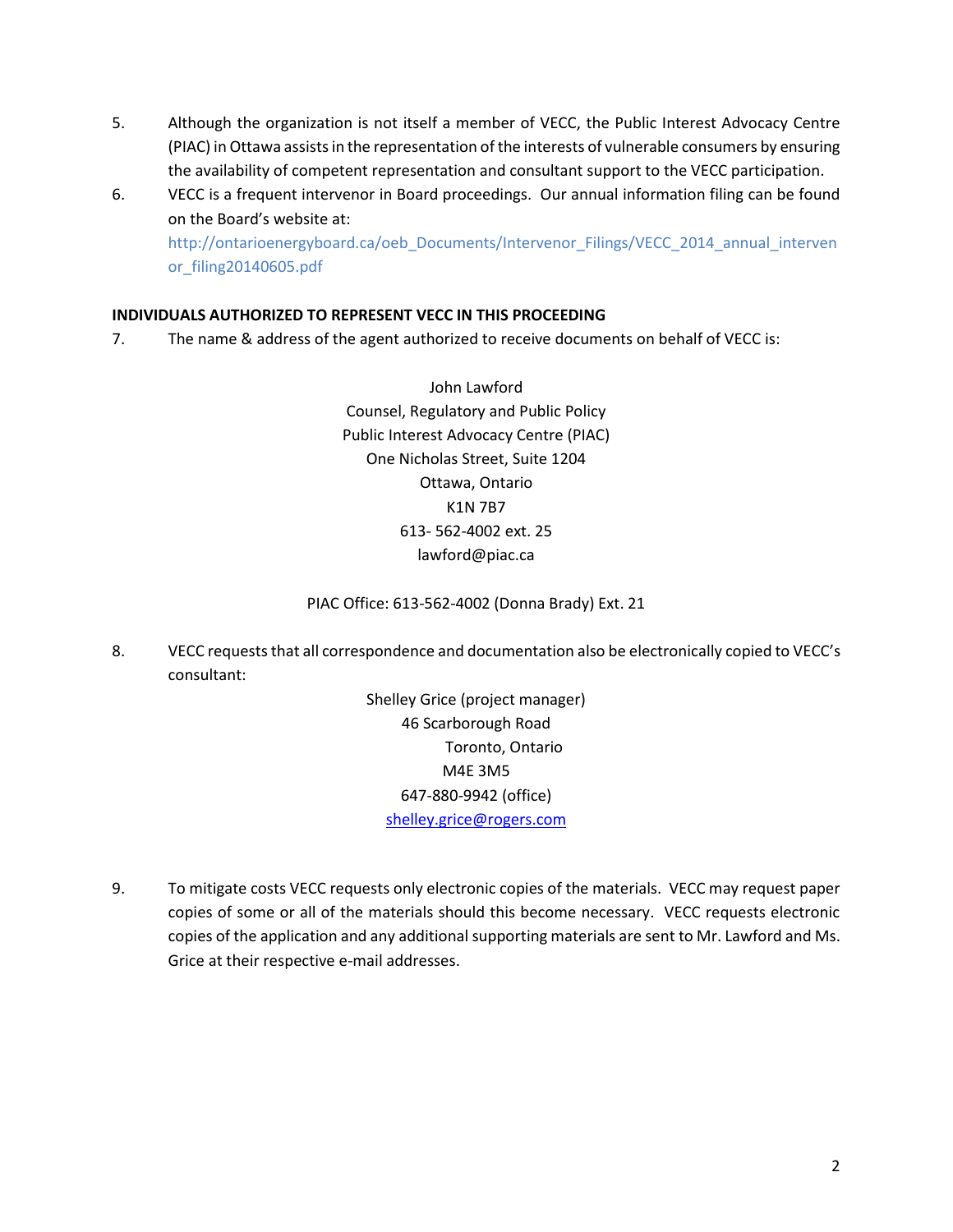5. Although the organization is not itself a member of VECC, the Public Interest Advocacy Centre (PIAC) in Ottawa assists in the representation of the interests of vulnerable consumers by ensuring the availability of competent representation and consultant support to the VECC participation.

6. VECC is a frequent intervenor in Board proceedings. Our annual information filing can be found on the Board's website at: http://ontarioenergyboard.ca/oeb_Documents/Intervenor_Filings/VECC_2014_annual_intervenor_filing20140605.pdf

**INDIVIDUALS AUTHORIZED TO REPRESENT VECC IN THIS PROCEEDING**

7. The name & address of the agent authorized to receive documents on behalf of VECC is:

John Lawford
Counsel, Regulatory and Public Policy
Public Interest Advocacy Centre (PIAC)
One Nicholas Street, Suite 1204
Ottawa, Ontario
K1N 7B7
613- 562-4002 ext. 25
lawford@piac.ca

PIAC Office: 613-562-4002 (Donna Brady) Ext. 21

8. VECC requests that all correspondence and documentation also be electronically copied to VECC's consultant:

Shelley Grice (project manager)
46 Scarborough Road
Toronto, Ontario
M4E 3M5
647-880-9942 (office)
shelley.grice@rogers.com

9. To mitigate costs VECC requests only electronic copies of the materials. VECC may request paper copies of some or all of the materials should this become necessary. VECC requests electronic copies of the application and any additional supporting materials are sent to Mr. Lawford and Ms. Grice at their respective e-mail addresses.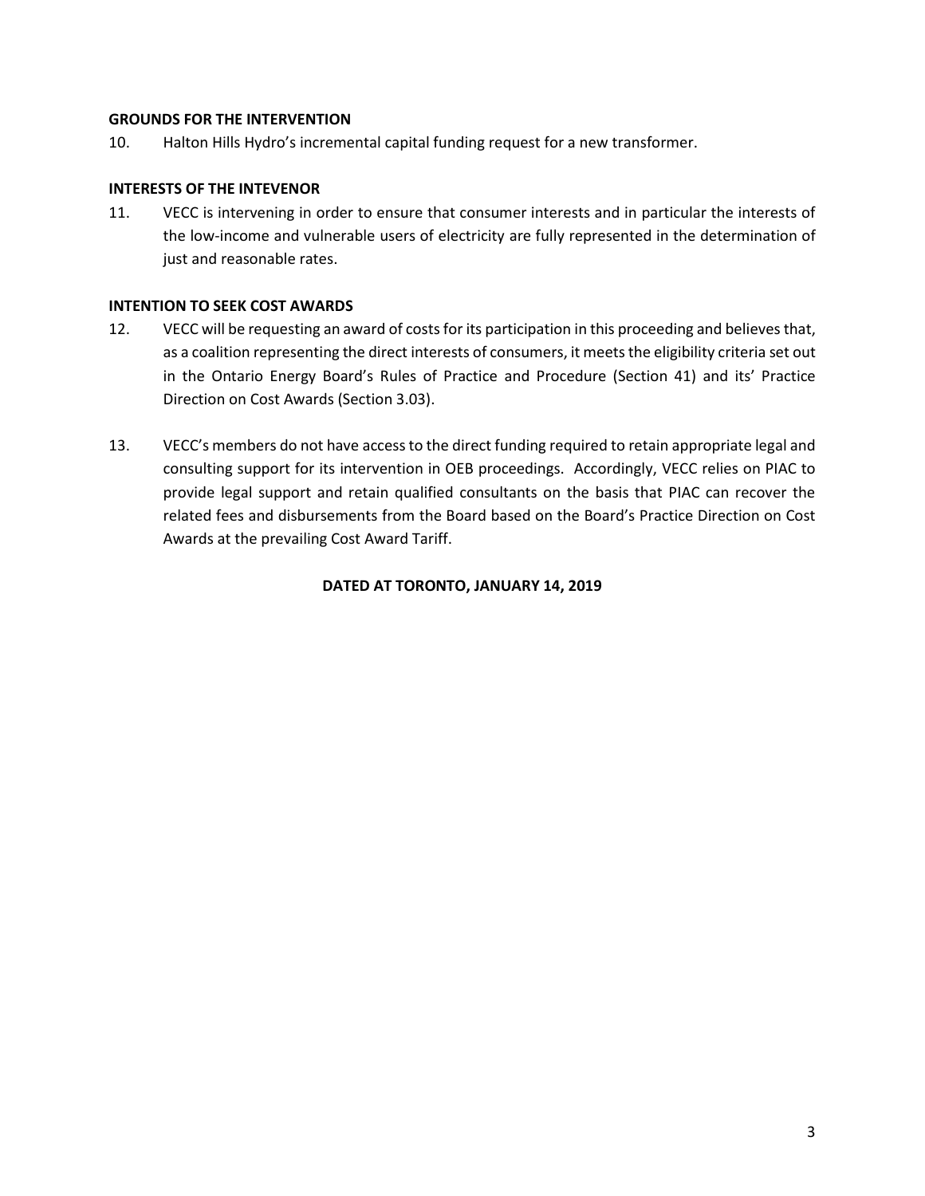**GROUNDS FOR THE INTERVENTION**

10. Halton Hills Hydro's incremental capital funding request for a new transformer.

**INTERESTS OF THE INTEVENOR**

11. VECC is intervening in order to ensure that consumer interests and in particular the interests of the low-income and vulnerable users of electricity are fully represented in the determination of just and reasonable rates.

**INTENTION TO SEEK COST AWARDS**

12. VECC will be requesting an award of costs for its participation in this proceeding and believes that, as a coalition representing the direct interests of consumers, it meets the eligibility criteria set out in the Ontario Energy Board's Rules of Practice and Procedure (Section 41) and its' Practice Direction on Cost Awards (Section 3.03).

13. VECC's members do not have access to the direct funding required to retain appropriate legal and consulting support for its intervention in OEB proceedings. Accordingly, VECC relies on PIAC to provide legal support and retain qualified consultants on the basis that PIAC can recover the related fees and disbursements from the Board based on the Board's Practice Direction on Cost Awards at the prevailing Cost Award Tariff.

**DATED AT TORONTO, JANUARY 14, 2019**